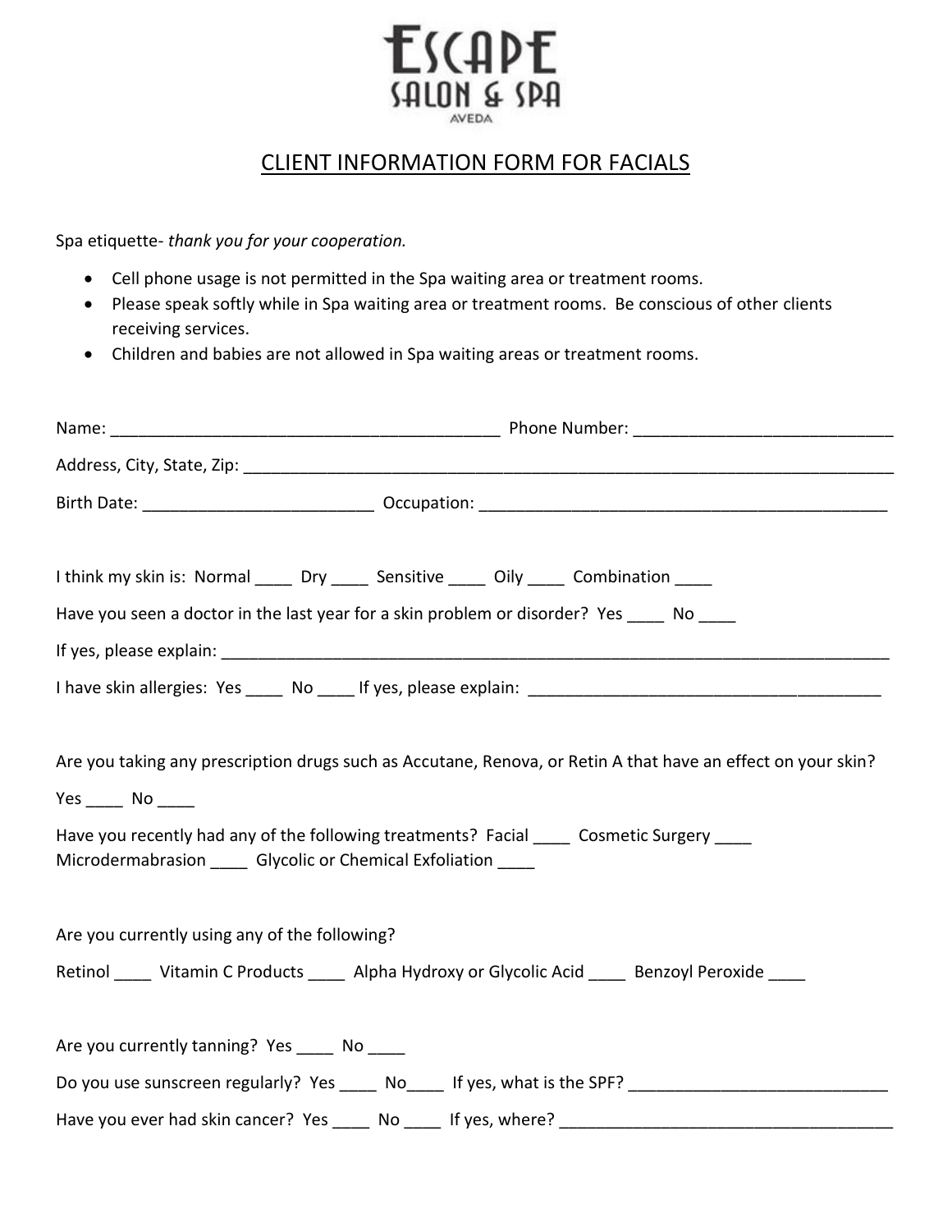# ESCAPE SALON & SPA
AVEDA

## CLIENT INFORMATION FORM FOR FACIALS

Spa etiquette- *thank you for your cooperation.*

- Cell phone usage is not permitted in the Spa waiting area or treatment rooms.
- Please speak softly while in Spa waiting area or treatment rooms. Be conscious of other clients receiving services.
- Children and babies are not allowed in Spa waiting areas or treatment rooms.

Name: ___________________________________________ Phone Number: ____________________________

Address, City, State, Zip: __________________________________________________________________________

Birth Date: _________________________ Occupation: _____________________________________________

I think my skin is: Normal ____ Dry ____ Sensitive ____ Oily ____ Combination ____

Have you seen a doctor in the last year for a skin problem or disorder? Yes ____ No ____

If yes, please explain: _____________________________________________________________________________

I have skin allergies: Yes ____ No ____ If yes, please explain: ______________________________________

Are you taking any prescription drugs such as Accutane, Renova, or Retin A that have an effect on your skin?

Yes ____ No ____

Have you recently had any of the following treatments? Facial ____ Cosmetic Surgery ____ Microdermabrasion ____ Glycolic or Chemical Exfoliation ____

Are you currently using any of the following?

Retinol ____ Vitamin C Products ____ Alpha Hydroxy or Glycolic Acid ____ Benzoyl Peroxide ____

Are you currently tanning? Yes ____ No ____

Do you use sunscreen regularly? Yes ____ No____ If yes, what is the SPF? ___________________________

Have you ever had skin cancer? Yes ____ No ____ If yes, where? ___________________________________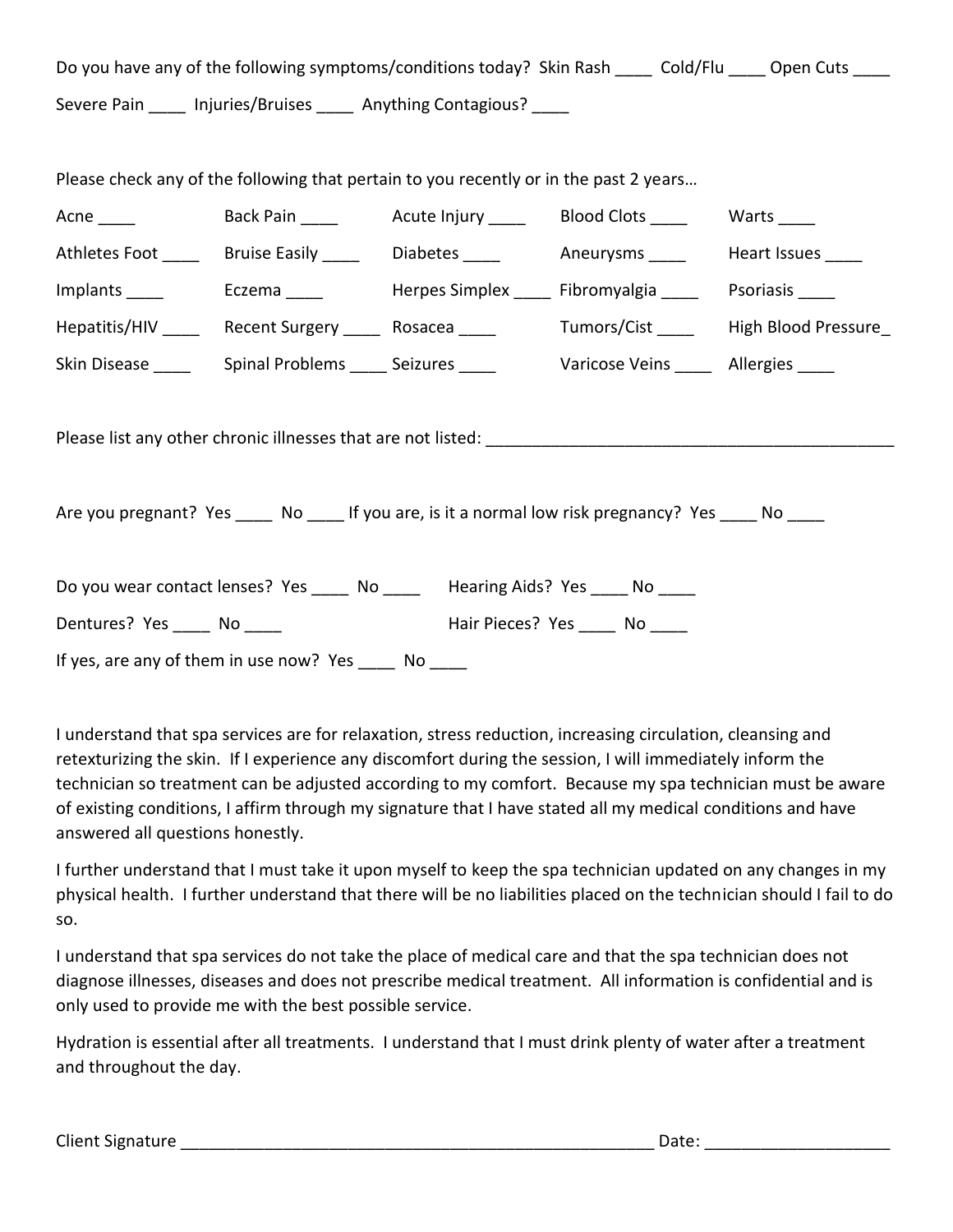Do you have any of the following symptoms/conditions today? Skin Rash ____ Cold/Flu ____ Open Cuts ____

Severe Pain ____ Injuries/Bruises ____ Anything Contagious? ____

Please check any of the following that pertain to you recently or in the past 2 years…

| | | | | |
|---|---|---|---|---|
| Acne ____ | Back Pain ____ | Acute Injury ____ | Blood Clots ____ | Warts ____ |
| Athletes Foot ____ | Bruise Easily ____ | Diabetes ____ | Aneurysms ____ | Heart Issues ____ |
| Implants ____ | Eczema ____ | Herpes Simplex ____ | Fibromyalgia ____ | Psoriasis ____ |
| Hepatitis/HIV ____ | Recent Surgery ____ | Rosacea ____ | Tumors/Cist ____ | High Blood Pressure_ |
| Skin Disease ____ | Spinal Problems ____ | Seizures ____ | Varicose Veins ____ | Allergies ____ |

Please list any other chronic illnesses that are not listed: ____________________________________________

Are you pregnant? Yes ____ No ____ If you are, is it a normal low risk pregnancy? Yes ____ No ____

Do you wear contact lenses? Yes ____ No ____ Hearing Aids? Yes ____ No ____

Dentures? Yes ____ No ____ Hair Pieces? Yes ____ No ____

If yes, are any of them in use now? Yes ____ No ____

I understand that spa services are for relaxation, stress reduction, increasing circulation, cleansing and retexturizing the skin. If I experience any discomfort during the session, I will immediately inform the technician so treatment can be adjusted according to my comfort. Because my spa technician must be aware of existing conditions, I affirm through my signature that I have stated all my medical conditions and have answered all questions honestly.

I further understand that I must take it upon myself to keep the spa technician updated on any changes in my physical health. I further understand that there will be no liabilities placed on the technician should I fail to do so.

I understand that spa services do not take the place of medical care and that the spa technician does not diagnose illnesses, diseases and does not prescribe medical treatment. All information is confidential and is only used to provide me with the best possible service.

Hydration is essential after all treatments. I understand that I must drink plenty of water after a treatment and throughout the day.

Client Signature ______________________________________________________ Date: ___________________